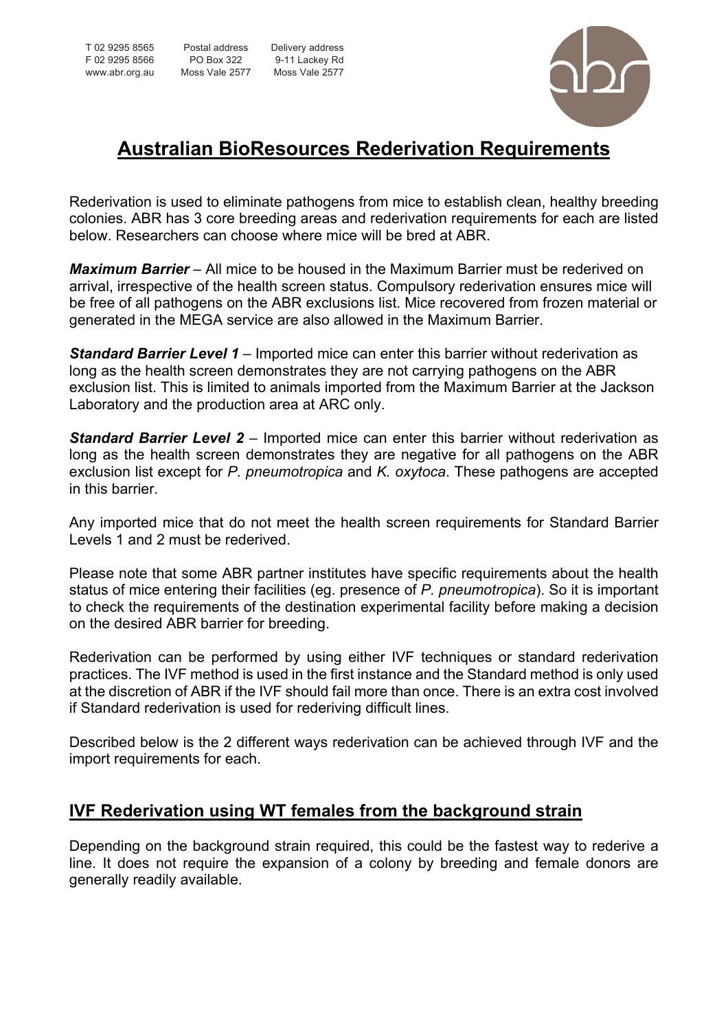T 02 9295 8565
F 02 9295 8566
www.abr.org.au

Postal address
PO Box 322
Moss Vale 2577

Delivery address
9-11 Lackey Rd
Moss Vale 2577

# Australian BioResources Rederivation Requirements

Rederivation is used to eliminate pathogens from mice to establish clean, healthy breeding colonies. ABR has 3 core breeding areas and rederivation requirements for each are listed below. Researchers can choose where mice will be bred at ABR.

***Maximum Barrier*** – All mice to be housed in the Maximum Barrier must be rederived on arrival, irrespective of the health screen status. Compulsory rederivation ensures mice will be free of all pathogens on the ABR exclusions list. Mice recovered from frozen material or generated in the MEGA service are also allowed in the Maximum Barrier.

***Standard Barrier Level 1*** – Imported mice can enter this barrier without rederivation as long as the health screen demonstrates they are not carrying pathogens on the ABR exclusion list. This is limited to animals imported from the Maximum Barrier at the Jackson Laboratory and the production area at ARC only.

***Standard Barrier Level 2*** – Imported mice can enter this barrier without rederivation as long as the health screen demonstrates they are negative for all pathogens on the ABR exclusion list except for *P. pneumotropica* and *K. oxytoca*. These pathogens are accepted in this barrier.

Any imported mice that do not meet the health screen requirements for Standard Barrier Levels 1 and 2 must be rederived.

Please note that some ABR partner institutes have specific requirements about the health status of mice entering their facilities (eg. presence of *P. pneumotropica*). So it is important to check the requirements of the destination experimental facility before making a decision on the desired ABR barrier for breeding.

Rederivation can be performed by using either IVF techniques or standard rederivation practices. The IVF method is used in the first instance and the Standard method is only used at the discretion of ABR if the IVF should fail more than once. There is an extra cost involved if Standard rederivation is used for rederiving difficult lines.

Described below is the 2 different ways rederivation can be achieved through IVF and the import requirements for each.

## IVF Rederivation using WT females from the background strain

Depending on the background strain required, this could be the fastest way to rederive a line. It does not require the expansion of a colony by breeding and female donors are generally readily available.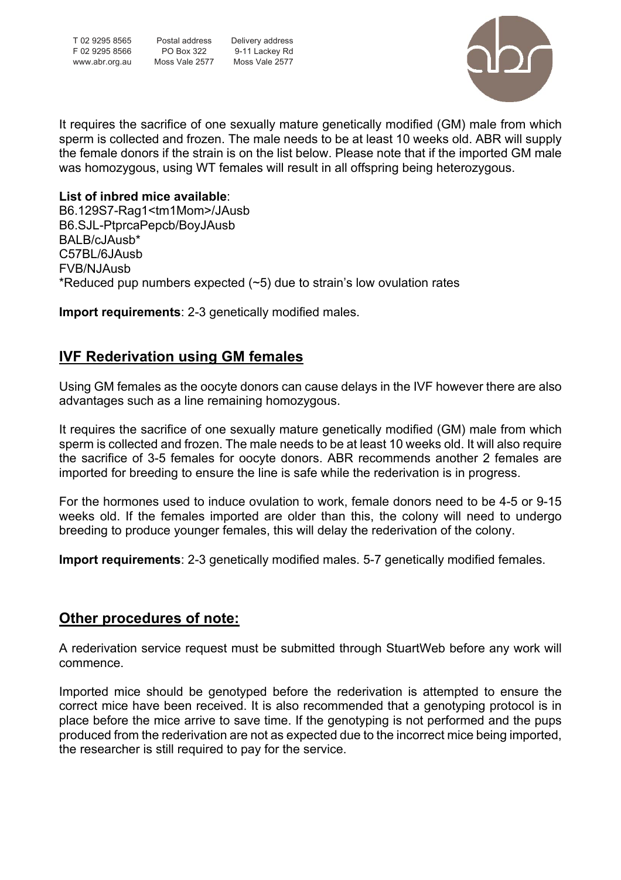It requires the sacrifice of one sexually mature genetically modified (GM) male from which sperm is collected and frozen. The male needs to be at least 10 weeks old. ABR will supply the female donors if the strain is on the list below. Please note that if the imported GM male was homozygous, using WT females will result in all offspring being heterozygous.

**List of inbred mice available**:
B6.129S7-Rag1<tm1Mom>/JAusb
B6.SJL-PtprcaPepcb/BoyJAusb
BALB/cJAusb*
C57BL/6JAusb
FVB/NJAusb
*Reduced pup numbers expected (~5) due to strain's low ovulation rates

**Import requirements**: 2-3 genetically modified males.

## IVF Rederivation using GM females

Using GM females as the oocyte donors can cause delays in the IVF however there are also advantages such as a line remaining homozygous.

It requires the sacrifice of one sexually mature genetically modified (GM) male from which sperm is collected and frozen. The male needs to be at least 10 weeks old. It will also require the sacrifice of 3-5 females for oocyte donors. ABR recommends another 2 females are imported for breeding to ensure the line is safe while the rederivation is in progress.

For the hormones used to induce ovulation to work, female donors need to be 4-5 or 9-15 weeks old. If the females imported are older than this, the colony will need to undergo breeding to produce younger females, this will delay the rederivation of the colony.

**Import requirements**: 2-3 genetically modified males. 5-7 genetically modified females.

## Other procedures of note:

A rederivation service request must be submitted through StuartWeb before any work will commence.

Imported mice should be genotyped before the rederivation is attempted to ensure the correct mice have been received. It is also recommended that a genotyping protocol is in place before the mice arrive to save time. If the genotyping is not performed and the pups produced from the rederivation are not as expected due to the incorrect mice being imported, the researcher is still required to pay for the service.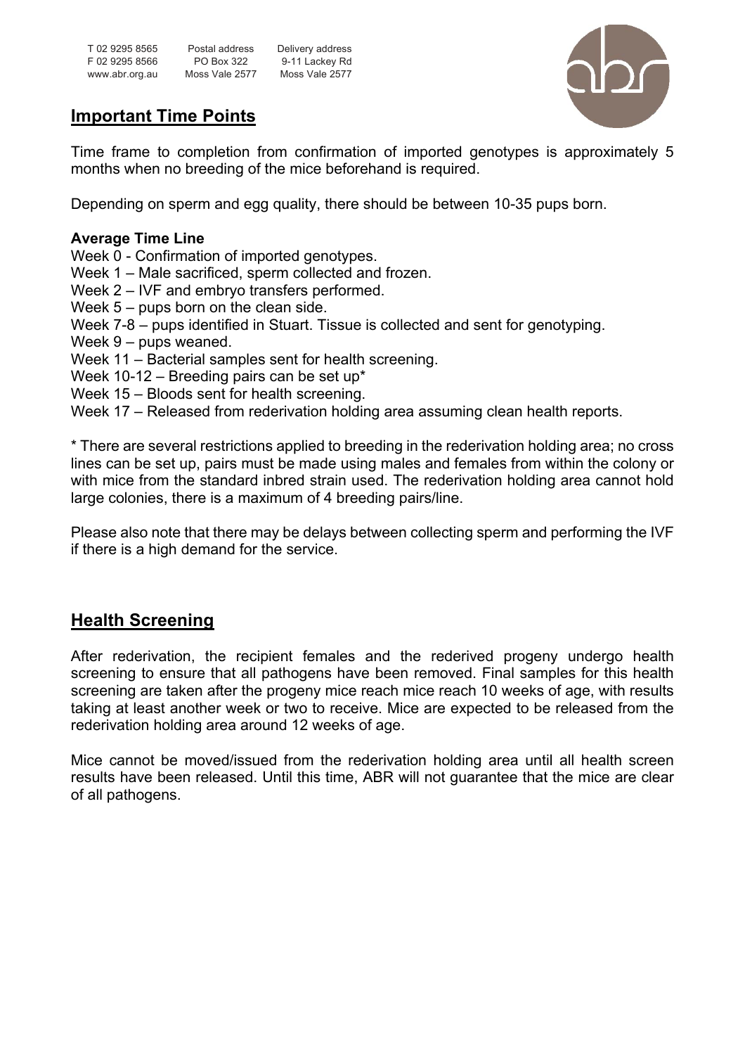T 02 9295 8565 Postal address Delivery address
F 02 9295 8566 PO Box 322 9-11 Lackey Rd
www.abr.org.au Moss Vale 2577 Moss Vale 2577

## Important Time Points

Time frame to completion from confirmation of imported genotypes is approximately 5 months when no breeding of the mice beforehand is required.

Depending on sperm and egg quality, there should be between 10-35 pups born.

**Average Time Line**

Week 0 - Confirmation of imported genotypes.
Week 1 – Male sacrificed, sperm collected and frozen.
Week 2 – IVF and embryo transfers performed.
Week 5 – pups born on the clean side.
Week 7-8 – pups identified in Stuart. Tissue is collected and sent for genotyping.
Week 9 – pups weaned.
Week 11 – Bacterial samples sent for health screening.
Week 10-12 – Breeding pairs can be set up*
Week 15 – Bloods sent for health screening.
Week 17 – Released from rederivation holding area assuming clean health reports.

* There are several restrictions applied to breeding in the rederivation holding area; no cross lines can be set up, pairs must be made using males and females from within the colony or with mice from the standard inbred strain used. The rederivation holding area cannot hold large colonies, there is a maximum of 4 breeding pairs/line.

Please also note that there may be delays between collecting sperm and performing the IVF if there is a high demand for the service.

## Health Screening

After rederivation, the recipient females and the rederived progeny undergo health screening to ensure that all pathogens have been removed. Final samples for this health screening are taken after the progeny mice reach mice reach 10 weeks of age, with results taking at least another week or two to receive. Mice are expected to be released from the rederivation holding area around 12 weeks of age.

Mice cannot be moved/issued from the rederivation holding area until all health screen results have been released. Until this time, ABR will not guarantee that the mice are clear of all pathogens.